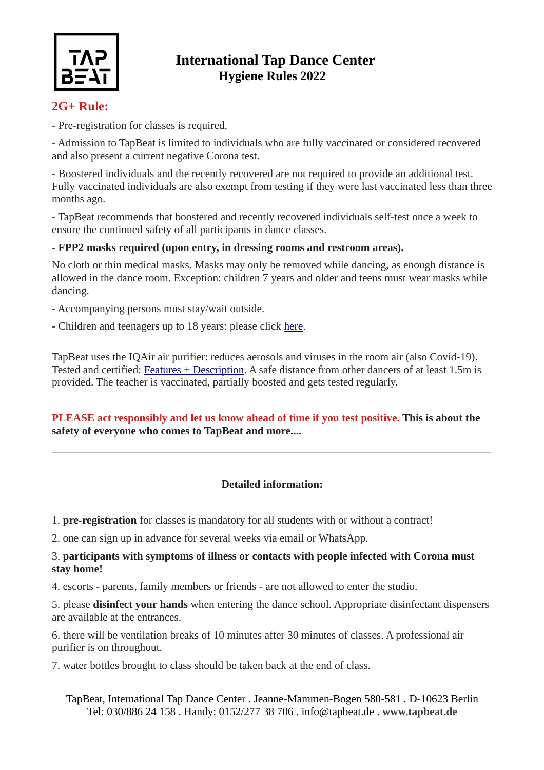# International Tap Dance Center
## Hygiene Rules 2022

### 2G+ Rule:

- Pre-registration for classes is required.

- Admission to TapBeat is limited to individuals who are fully vaccinated or considered recovered and also present a current negative Corona test.

- Boostered individuals and the recently recovered are not required to provide an additional test. Fully vaccinated individuals are also exempt from testing if they were last vaccinated less than three months ago.

- TapBeat recommends that boostered and recently recovered individuals self-test once a week to ensure the continued safety of all participants in dance classes.

**- FPP2 masks required (upon entry, in dressing rooms and restroom areas).**

No cloth or thin medical masks. Masks may only be removed while dancing, as enough distance is allowed in the dance room. Exception: children 7 years and older and teens must wear masks while dancing.

- Accompanying persons must stay/wait outside.

- Children and teenagers up to 18 years: please click here.

TapBeat uses the IQAir air purifier: reduces aerosols and viruses in the room air (also Covid-19). Tested and certified: Features + Description. A safe distance from other dancers of at least 1.5m is provided. The teacher is vaccinated, partially boosted and gets tested regularly.

**PLEASE act responsibly and let us know ahead of time if you test positive. This is about the safety of everyone who comes to TapBeat and more....**

---

**Detailed information:**

1. **pre-registration** for classes is mandatory for all students with or without a contract!
2. one can sign up in advance for several weeks via email or WhatsApp.
3. **participants with symptoms of illness or contacts with people infected with Corona must stay home!**
4. escorts - parents, family members or friends - are not allowed to enter the studio.
5. please **disinfect your hands** when entering the dance school. Appropriate disinfectant dispensers are available at the entrances.
6. there will be ventilation breaks of 10 minutes after 30 minutes of classes. A professional air purifier is on throughout.
7. water bottles brought to class should be taken back at the end of class.

TapBeat, International Tap Dance Center . Jeanne-Mammen-Bogen 580-581 . D-10623 Berlin
Tel: 030/886 24 158 . Handy: 0152/277 38 706 . info@tapbeat.de . **www.tapbeat.de**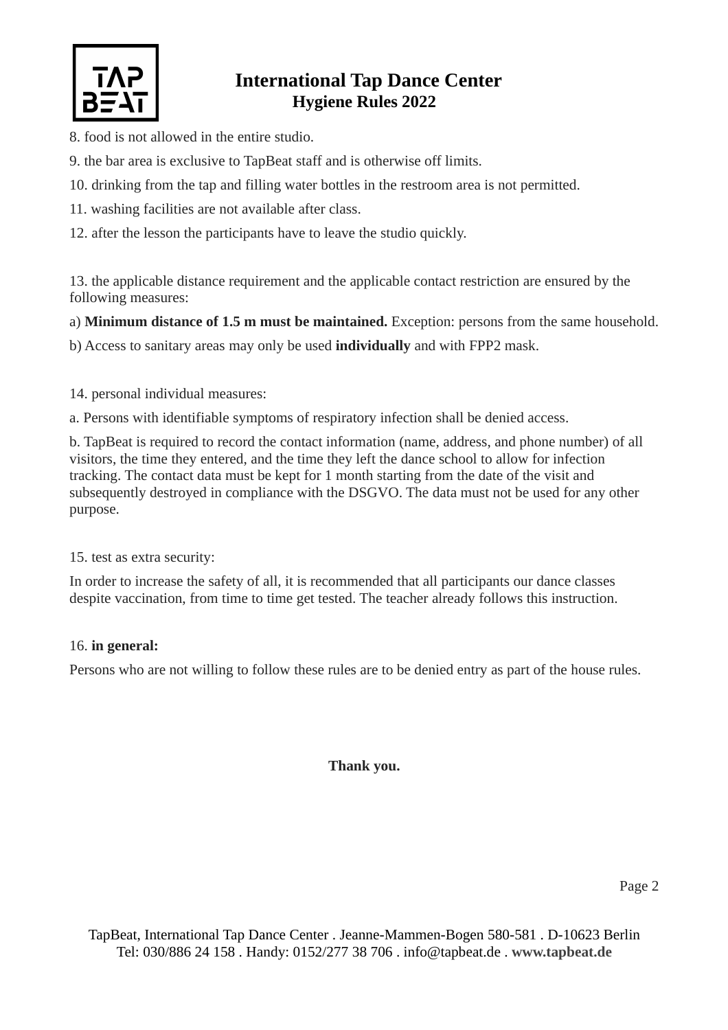8. food is not allowed in the entire studio.

9. the bar area is exclusive to TapBeat staff and is otherwise off limits.

10. drinking from the tap and filling water bottles in the restroom area is not permitted.

11. washing facilities are not available after class.

12. after the lesson the participants have to leave the studio quickly.

13. the applicable distance requirement and the applicable contact restriction are ensured by the following measures:

a) **Minimum distance of 1.5 m must be maintained.** Exception: persons from the same household.

b) Access to sanitary areas may only be used **individually** and with FPP2 mask.

14. personal individual measures:

a. Persons with identifiable symptoms of respiratory infection shall be denied access.

b. TapBeat is required to record the contact information (name, address, and phone number) of all visitors, the time they entered, and the time they left the dance school to allow for infection tracking. The contact data must be kept for 1 month starting from the date of the visit and subsequently destroyed in compliance with the DSGVO. The data must not be used for any other purpose.

15. test as extra security:

In order to increase the safety of all, it is recommended that all participants our dance classes despite vaccination, from time to time get tested. The teacher already follows this instruction.

16. **in general:**

Persons who are not willing to follow these rules are to be denied entry as part of the house rules.

**Thank you.**